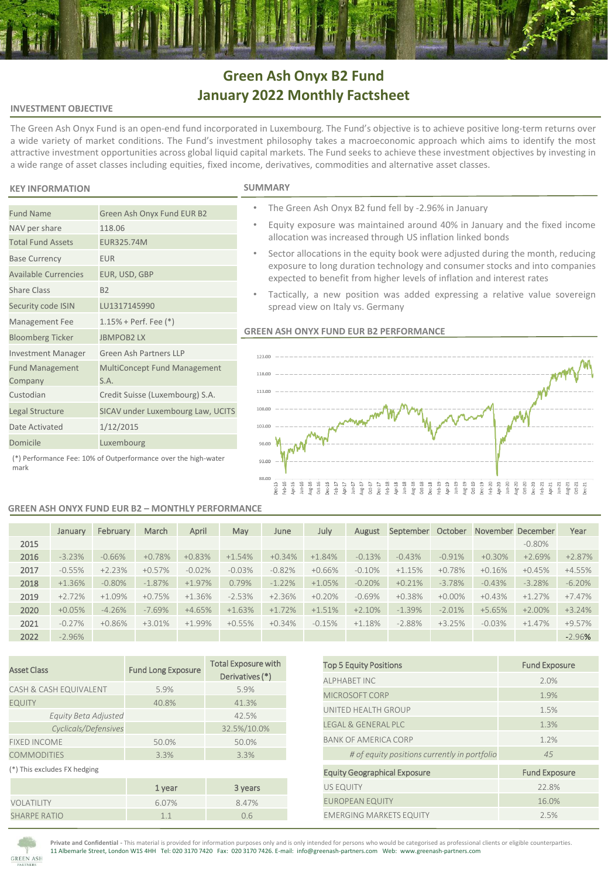# Green Ash Onyx B2 Fund
# January 2022 Monthly Factsheet

## INVESTMENT OBJECTIVE

The Green Ash Onyx Fund is an open-end fund incorporated in Luxembourg. The Fund's objective is to achieve positive long-term returns over a wide variety of market conditions. The Fund's investment philosophy takes a macroeconomic approach which aims to identify the most attractive investment opportunities across global liquid capital markets. The Fund seeks to achieve these investment objectives by investing in a wide range of asset classes including equities, fixed income, derivatives, commodities and alternative asset classes.

## KEY INFORMATION

| | |
|---|---|
| Fund Name | Green Ash Onyx Fund EUR B2 |
| NAV per share | 118.06 |
| Total Fund Assets | EUR325.74M |
| Base Currency | EUR |
| Available Currencies | EUR, USD, GBP |
| Share Class | B2 |
| Security code ISIN | LU1317145990 |
| Management Fee | 1.15% + Perf. Fee (*) |
| Bloomberg Ticker | JBMPOB2 LX |
| Investment Manager | Green Ash Partners LLP |
| Fund Management Company | MultiConcept Fund Management S.A. |
| Custodian | Credit Suisse (Luxembourg) S.A. |
| Legal Structure | SICAV under Luxembourg Law, UCITS |
| Date Activated | 1/12/2015 |
| Domicile | Luxembourg |

(*) Performance Fee: 10% of Outperformance over the high-water mark

## SUMMARY

- The Green Ash Onyx B2 fund fell by -2.96% in January
- Equity exposure was maintained around 40% in January and the fixed income allocation was increased through US inflation linked bonds
- Sector allocations in the equity book were adjusted during the month, reducing exposure to long duration technology and consumer stocks and into companies expected to benefit from higher levels of inflation and interest rates
- Tactically, a new position was added expressing a relative value sovereign spread view on Italy vs. Germany

## GREEN ASH ONYX FUND EUR B2 PERFORMANCE

## GREEN ASH ONYX FUND EUR B2 – MONTHLY PERFORMANCE

| | January | February | March | April | May | June | July | August | September | October | November | December | Year |
|---|---|---|---|---|---|---|---|---|---|---|---|---|---|
| 2015 | | | | | | | | | | | | -0.80% | |
| 2016 | -3.23% | -0.66% | +0.78% | +0.83% | +1.54% | +0.34% | +1.84% | -0.13% | -0.43% | -0.91% | +0.30% | +2.69% | +2.87% |
| 2017 | -0.55% | +2.23% | +0.57% | -0.02% | -0.03% | -0.82% | +0.66% | -0.10% | +1.15% | +0.78% | +0.16% | +0.45% | +4.55% |
| 2018 | +1.36% | -0.80% | -1.87% | +1.97% | 0.79% | -1.22% | +1.05% | -0.20% | +0.21% | -3.78% | -0.43% | -3.28% | -6.20% |
| 2019 | +2.72% | +1.09% | +0.75% | +1.36% | -2.53% | +2.36% | +0.20% | -0.69% | +0.38% | +0.00% | +0.43% | +1.27% | +7.47% |
| 2020 | +0.05% | -4.26% | -7.69% | +4.65% | +1.63% | +1.72% | +1.51% | +2.10% | -1.39% | -2.01% | +5.65% | +2.00% | +3.24% |
| 2021 | -0.27% | +0.86% | +3.01% | +1.99% | +0.55% | +0.34% | -0.15% | +1.18% | -2.88% | +3.25% | -0.03% | +1.47% | +9.57% |
| 2022 | -2.96% | | | | | | | | | | | | -2.96% |

| Asset Class | Fund Long Exposure | Total Exposure with Derivatives (*) |
|---|---|---|
| CASH & CASH EQUIVALENT | 5.9% | 5.9% |
| EQUITY | 40.8% | 41.3% |
| *Equity Beta Adjusted* | | 42.5% |
| *Cyclicals/Defensives* | | 32.5%/10.0% |
| FIXED INCOME | 50.0% | 50.0% |
| COMMODITIES | 3.3% | 3.3% |

(*) This excludes FX hedging

| | 1 year | 3 years |
|---|---|---|
| VOLATILITY | 6.07% | 8.47% |
| SHARPE RATIO | 1.1 | 0.6 |

| Top 5 Equity Positions | Fund Exposure |
|---|---|
| ALPHABET INC | 2.0% |
| MICROSOFT CORP | 1.9% |
| UNITED HEALTH GROUP | 1.5% |
| LEGAL & GENERAL PLC | 1.3% |
| BANK OF AMERICA CORP | 1.2% |
| *# of equity positions currently in portfolio* | *45* |

| Equity Geographical Exposure | Fund Exposure |
|---|---|
| US EQUITY | 22.8% |
| EUROPEAN EQUITY | 16.0% |
| EMERGING MARKETS EQUITY | 2.5% |

**Private and Confidential** - This material is provided for information purposes only and is only intended for persons who would be categorised as professional clients or eligible counterparties.
11 Albemarle Street, London W1S 4HH Tel: 020 3170 7420 Fax: 020 3170 7426. E-mail: info@greenash-partners.com Web: www.greenash-partners.com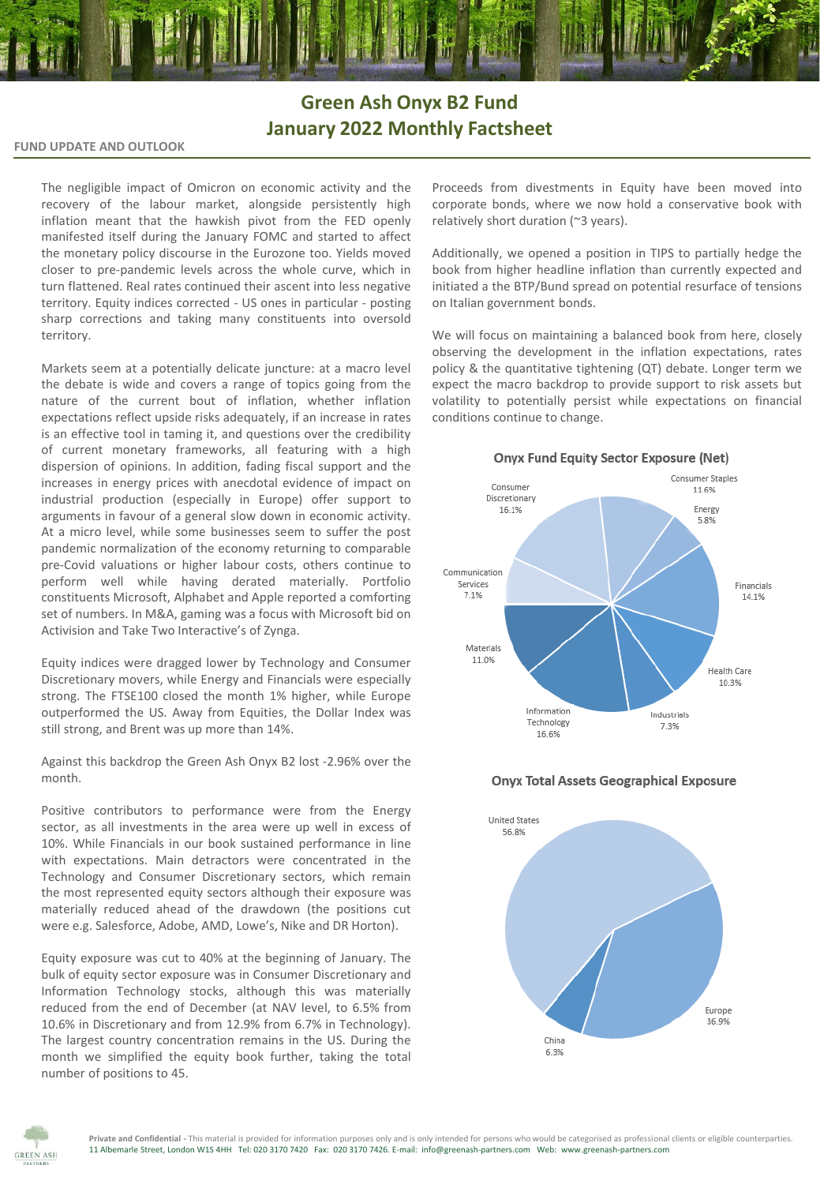# Green Ash Onyx B2 Fund
# January 2022 Monthly Factsheet

## FUND UPDATE AND OUTLOOK

The negligible impact of Omicron on economic activity and the recovery of the labour market, alongside persistently high inflation meant that the hawkish pivot from the FED openly manifested itself during the January FOMC and started to affect the monetary policy discourse in the Eurozone too. Yields moved closer to pre-pandemic levels across the whole curve, which in turn flattened. Real rates continued their ascent into less negative territory. Equity indices corrected - US ones in particular - posting sharp corrections and taking many constituents into oversold territory.

Markets seem at a potentially delicate juncture: at a macro level the debate is wide and covers a range of topics going from the nature of the current bout of inflation, whether inflation expectations reflect upside risks adequately, if an increase in rates is an effective tool in taming it, and questions over the credibility of current monetary frameworks, all featuring with a high dispersion of opinions. In addition, fading fiscal support and the increases in energy prices with anecdotal evidence of impact on industrial production (especially in Europe) offer support to arguments in favour of a general slow down in economic activity. At a micro level, while some businesses seem to suffer the post pandemic normalization of the economy returning to comparable pre-Covid valuations or higher labour costs, others continue to perform well while having derated materially. Portfolio constituents Microsoft, Alphabet and Apple reported a comforting set of numbers. In M&A, gaming was a focus with Microsoft bid on Activision and Take Two Interactive's of Zynga.

Equity indices were dragged lower by Technology and Consumer Discretionary movers, while Energy and Financials were especially strong. The FTSE100 closed the month 1% higher, while Europe outperformed the US. Away from Equities, the Dollar Index was still strong, and Brent was up more than 14%.

Against this backdrop the Green Ash Onyx B2 lost -2.96% over the month.

Positive contributors to performance were from the Energy sector, as all investments in the area were up well in excess of 10%. While Financials in our book sustained performance in line with expectations. Main detractors were concentrated in the Technology and Consumer Discretionary sectors, which remain the most represented equity sectors although their exposure was materially reduced ahead of the drawdown (the positions cut were e.g. Salesforce, Adobe, AMD, Lowe's, Nike and DR Horton).

Equity exposure was cut to 40% at the beginning of January. The bulk of equity sector exposure was in Consumer Discretionary and Information Technology stocks, although this was materially reduced from the end of December (at NAV level, to 6.5% from 10.6% in Discretionary and from 12.9% to 6.7% in Technology). The largest country concentration remains in the US. During the month we simplified the equity book further, taking the total number of positions to 45.

Proceeds from divestments in Equity have been moved into corporate bonds, where we now hold a conservative book with relatively short duration (~3 years).

Additionally, we opened a position in TIPS to partially hedge the book from higher headline inflation than currently expected and initiated a the BTP/Bund spread on potential resurface of tensions on Italian government bonds.

We will focus on maintaining a balanced book from here, closely observing the development in the inflation expectations, rates policy & the quantitative tightening (QT) debate. Longer term we expect the macro backdrop to provide support to risk assets but volatility to potentially persist while expectations on financial conditions continue to change.

### Onyx Fund Equity Sector Exposure (Net)

| Sector | Exposure |
|---|---|
| Consumer Staples | 11.6% |
| Energy | 5.8% |
| Financials | 14.1% |
| Health Care | 10.3% |
| Industrials | 7.3% |
| Information Technology | 16.6% |
| Materials | 11.0% |
| Communication Services | 7.1% |
| Consumer Discretionary | 16.1% |

### Onyx Total Assets Geographical Exposure

| Region | Exposure |
|---|---|
| United States | 56.8% |
| Europe | 36.9% |
| China | 6.3% |

**Private and Confidential** - This material is provided for information purposes only and is only intended for persons who would be categorised as professional clients or eligible counterparties.
11 Albemarle Street, London W1S 4HH Tel: 020 3170 7420 Fax: 020 3170 7426. E-mail: info@greenash-partners.com Web: www.greenash-partners.com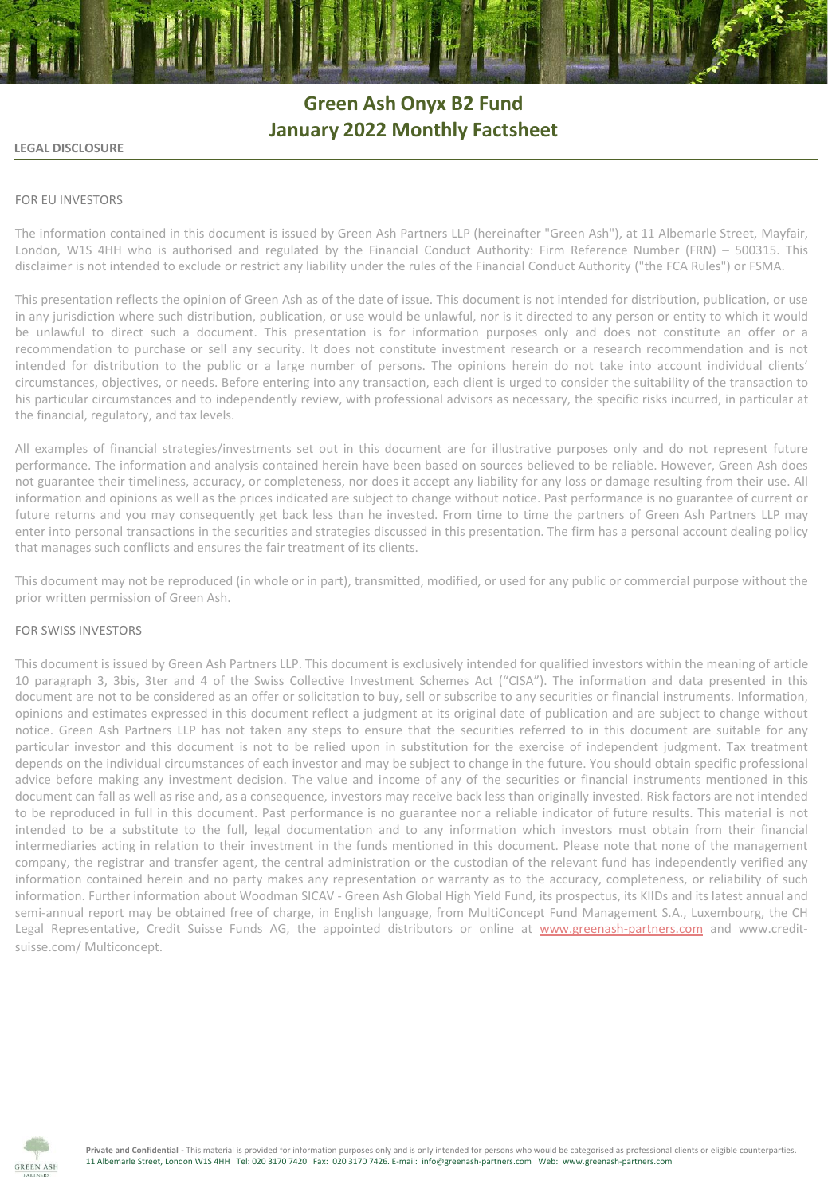# Green Ash Onyx B2 Fund
# January 2022 Monthly Factsheet

**LEGAL DISCLOSURE**

FOR EU INVESTORS

The information contained in this document is issued by Green Ash Partners LLP (hereinafter "Green Ash"), at 11 Albemarle Street, Mayfair, London, W1S 4HH who is authorised and regulated by the Financial Conduct Authority: Firm Reference Number (FRN) – 500315. This disclaimer is not intended to exclude or restrict any liability under the rules of the Financial Conduct Authority ("the FCA Rules") or FSMA.

This presentation reflects the opinion of Green Ash as of the date of issue. This document is not intended for distribution, publication, or use in any jurisdiction where such distribution, publication, or use would be unlawful, nor is it directed to any person or entity to which it would be unlawful to direct such a document. This presentation is for information purposes only and does not constitute an offer or a recommendation to purchase or sell any security. It does not constitute investment research or a research recommendation and is not intended for distribution to the public or a large number of persons. The opinions herein do not take into account individual clients' circumstances, objectives, or needs. Before entering into any transaction, each client is urged to consider the suitability of the transaction to his particular circumstances and to independently review, with professional advisors as necessary, the specific risks incurred, in particular at the financial, regulatory, and tax levels.

All examples of financial strategies/investments set out in this document are for illustrative purposes only and do not represent future performance. The information and analysis contained herein have been based on sources believed to be reliable. However, Green Ash does not guarantee their timeliness, accuracy, or completeness, nor does it accept any liability for any loss or damage resulting from their use. All information and opinions as well as the prices indicated are subject to change without notice. Past performance is no guarantee of current or future returns and you may consequently get back less than he invested. From time to time the partners of Green Ash Partners LLP may enter into personal transactions in the securities and strategies discussed in this presentation. The firm has a personal account dealing policy that manages such conflicts and ensures the fair treatment of its clients.

This document may not be reproduced (in whole or in part), transmitted, modified, or used for any public or commercial purpose without the prior written permission of Green Ash.

FOR SWISS INVESTORS

This document is issued by Green Ash Partners LLP. This document is exclusively intended for qualified investors within the meaning of article 10 paragraph 3, 3bis, 3ter and 4 of the Swiss Collective Investment Schemes Act ("CISA"). The information and data presented in this document are not to be considered as an offer or solicitation to buy, sell or subscribe to any securities or financial instruments. Information, opinions and estimates expressed in this document reflect a judgment at its original date of publication and are subject to change without notice. Green Ash Partners LLP has not taken any steps to ensure that the securities referred to in this document are suitable for any particular investor and this document is not to be relied upon in substitution for the exercise of independent judgment. Tax treatment depends on the individual circumstances of each investor and may be subject to change in the future. You should obtain specific professional advice before making any investment decision. The value and income of any of the securities or financial instruments mentioned in this document can fall as well as rise and, as a consequence, investors may receive back less than originally invested. Risk factors are not intended to be reproduced in full in this document. Past performance is no guarantee nor a reliable indicator of future results. This material is not intended to be a substitute to the full, legal documentation and to any information which investors must obtain from their financial intermediaries acting in relation to their investment in the funds mentioned in this document. Please note that none of the management company, the registrar and transfer agent, the central administration or the custodian of the relevant fund has independently verified any information contained herein and no party makes any representation or warranty as to the accuracy, completeness, or reliability of such information. Further information about Woodman SICAV - Green Ash Global High Yield Fund, its prospectus, its KIIDs and its latest annual and semi-annual report may be obtained free of charge, in English language, from MultiConcept Fund Management S.A., Luxembourg, the CH Legal Representative, Credit Suisse Funds AG, the appointed distributors or online at www.greenash-partners.com and www.credit-suisse.com/ Multiconcept.

**Private and Confidential** - This material is provided for information purposes only and is only intended for persons who would be categorised as professional clients or eligible counterparties.
11 Albemarle Street, London W1S 4HH Tel: 020 3170 7420 Fax: 020 3170 7426. E-mail: info@greenash-partners.com Web: www.greenash-partners.com